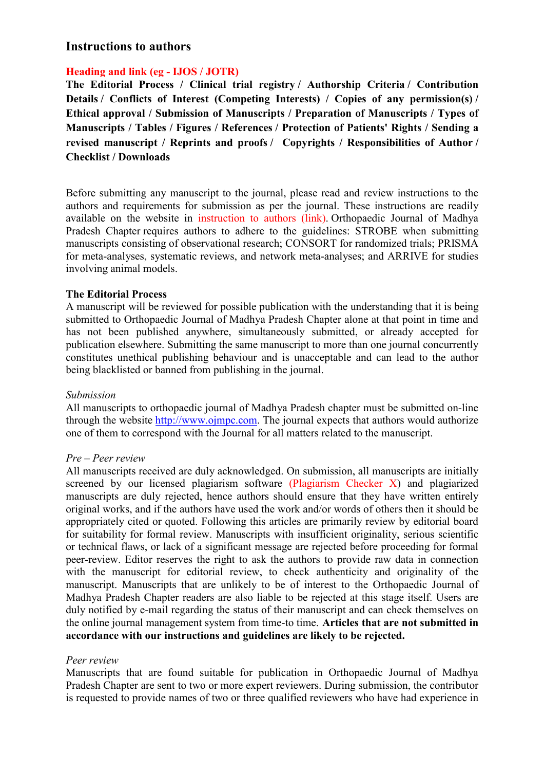## Instructions to authors

**Heading and link (eg - IJOS / JOTR)**

**The Editorial Process / Clinical trial registry / Authorship Criteria / Contribution Details / Conflicts of Interest (Competing Interests) / Copies of any permission(s) / Ethical approval / Submission of Manuscripts / Preparation of Manuscripts / Types of Manuscripts / Tables / Figures / References / Protection of Patients' Rights / Sending a revised manuscript / Reprints and proofs / Copyrights / Responsibilities of Author / Checklist / Downloads**

Before submitting any manuscript to the journal, please read and review instructions to the authors and requirements for submission as per the journal. These instructions are readily available on the website in instruction to authors (link). Orthopaedic Journal of Madhya Pradesh Chapter requires authors to adhere to the guidelines: STROBE when submitting manuscripts consisting of observational research; CONSORT for randomized trials; PRISMA for meta-analyses, systematic reviews, and network meta-analyses; and ARRIVE for studies involving animal models.

**The Editorial Process**

A manuscript will be reviewed for possible publication with the understanding that it is being submitted to Orthopaedic Journal of Madhya Pradesh Chapter alone at that point in time and has not been published anywhere, simultaneously submitted, or already accepted for publication elsewhere. Submitting the same manuscript to more than one journal concurrently constitutes unethical publishing behaviour and is unacceptable and can lead to the author being blacklisted or banned from publishing in the journal.

*Submission*

All manuscripts to orthopaedic journal of Madhya Pradesh chapter must be submitted on-line through the website http://www.ojmpc.com. The journal expects that authors would authorize one of them to correspond with the Journal for all matters related to the manuscript.

*Pre – Peer review*

All manuscripts received are duly acknowledged. On submission, all manuscripts are initially screened by our licensed plagiarism software (Plagiarism Checker X) and plagiarized manuscripts are duly rejected, hence authors should ensure that they have written entirely original works, and if the authors have used the work and/or words of others then it should be appropriately cited or quoted. Following this articles are primarily review by editorial board for suitability for formal review. Manuscripts with insufficient originality, serious scientific or technical flaws, or lack of a significant message are rejected before proceeding for formal peer-review. Editor reserves the right to ask the authors to provide raw data in connection with the manuscript for editorial review, to check authenticity and originality of the manuscript. Manuscripts that are unlikely to be of interest to the Orthopaedic Journal of Madhya Pradesh Chapter readers are also liable to be rejected at this stage itself. Users are duly notified by e-mail regarding the status of their manuscript and can check themselves on the online journal management system from time-to time. **Articles that are not submitted in accordance with our instructions and guidelines are likely to be rejected.**

*Peer review*

Manuscripts that are found suitable for publication in Orthopaedic Journal of Madhya Pradesh Chapter are sent to two or more expert reviewers. During submission, the contributor is requested to provide names of two or three qualified reviewers who have had experience in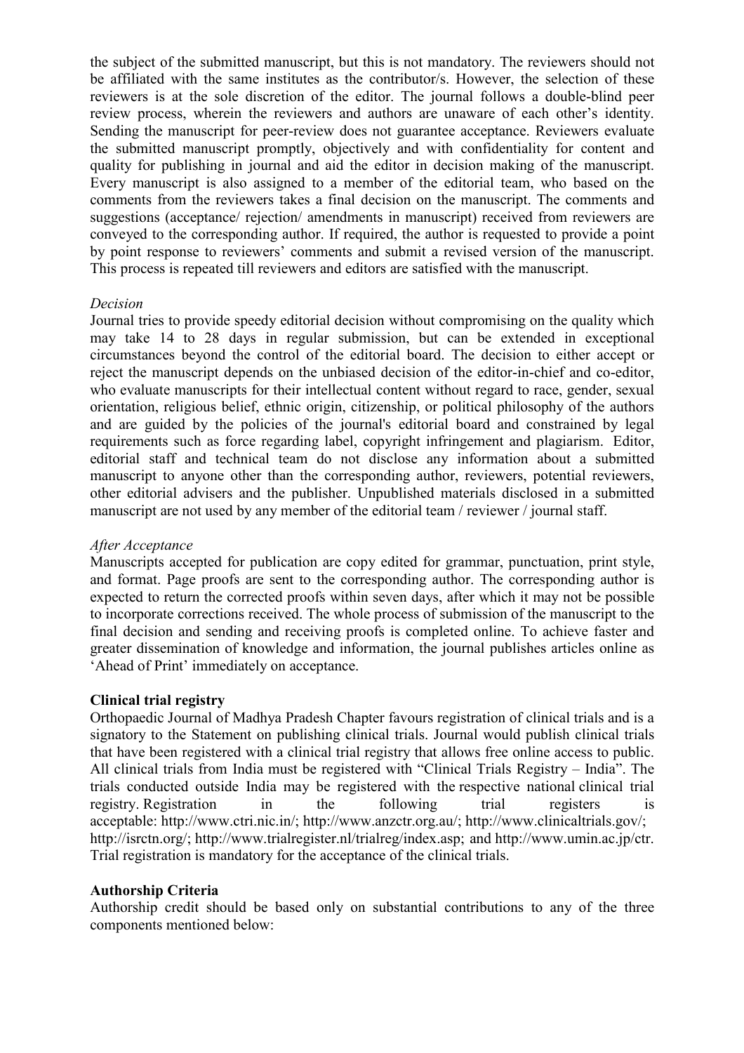the subject of the submitted manuscript, but this is not mandatory. The reviewers should not be affiliated with the same institutes as the contributor/s. However, the selection of these reviewers is at the sole discretion of the editor. The journal follows a double-blind peer review process, wherein the reviewers and authors are unaware of each other's identity. Sending the manuscript for peer-review does not guarantee acceptance. Reviewers evaluate the submitted manuscript promptly, objectively and with confidentiality for content and quality for publishing in journal and aid the editor in decision making of the manuscript. Every manuscript is also assigned to a member of the editorial team, who based on the comments from the reviewers takes a final decision on the manuscript. The comments and suggestions (acceptance/ rejection/ amendments in manuscript) received from reviewers are conveyed to the corresponding author. If required, the author is requested to provide a point by point response to reviewers' comments and submit a revised version of the manuscript. This process is repeated till reviewers and editors are satisfied with the manuscript.

*Decision*

Journal tries to provide speedy editorial decision without compromising on the quality which may take 14 to 28 days in regular submission, but can be extended in exceptional circumstances beyond the control of the editorial board. The decision to either accept or reject the manuscript depends on the unbiased decision of the editor-in-chief and co-editor, who evaluate manuscripts for their intellectual content without regard to race, gender, sexual orientation, religious belief, ethnic origin, citizenship, or political philosophy of the authors and are guided by the policies of the journal's editorial board and constrained by legal requirements such as force regarding label, copyright infringement and plagiarism. Editor, editorial staff and technical team do not disclose any information about a submitted manuscript to anyone other than the corresponding author, reviewers, potential reviewers, other editorial advisers and the publisher. Unpublished materials disclosed in a submitted manuscript are not used by any member of the editorial team / reviewer / journal staff.

*After Acceptance*

Manuscripts accepted for publication are copy edited for grammar, punctuation, print style, and format. Page proofs are sent to the corresponding author. The corresponding author is expected to return the corrected proofs within seven days, after which it may not be possible to incorporate corrections received. The whole process of submission of the manuscript to the final decision and sending and receiving proofs is completed online. To achieve faster and greater dissemination of knowledge and information, the journal publishes articles online as 'Ahead of Print' immediately on acceptance.

**Clinical trial registry**

Orthopaedic Journal of Madhya Pradesh Chapter favours registration of clinical trials and is a signatory to the Statement on publishing clinical trials. Journal would publish clinical trials that have been registered with a clinical trial registry that allows free online access to public. All clinical trials from India must be registered with "Clinical Trials Registry – India". The trials conducted outside India may be registered with the respective national clinical trial registry. Registration in the following trial registers is acceptable: http://www.ctri.nic.in/; http://www.anzctr.org.au/; http://www.clinicaltrials.gov/; http://isrctn.org/; http://www.trialregister.nl/trialreg/index.asp; and http://www.umin.ac.jp/ctr. Trial registration is mandatory for the acceptance of the clinical trials.

**Authorship Criteria**

Authorship credit should be based only on substantial contributions to any of the three components mentioned below: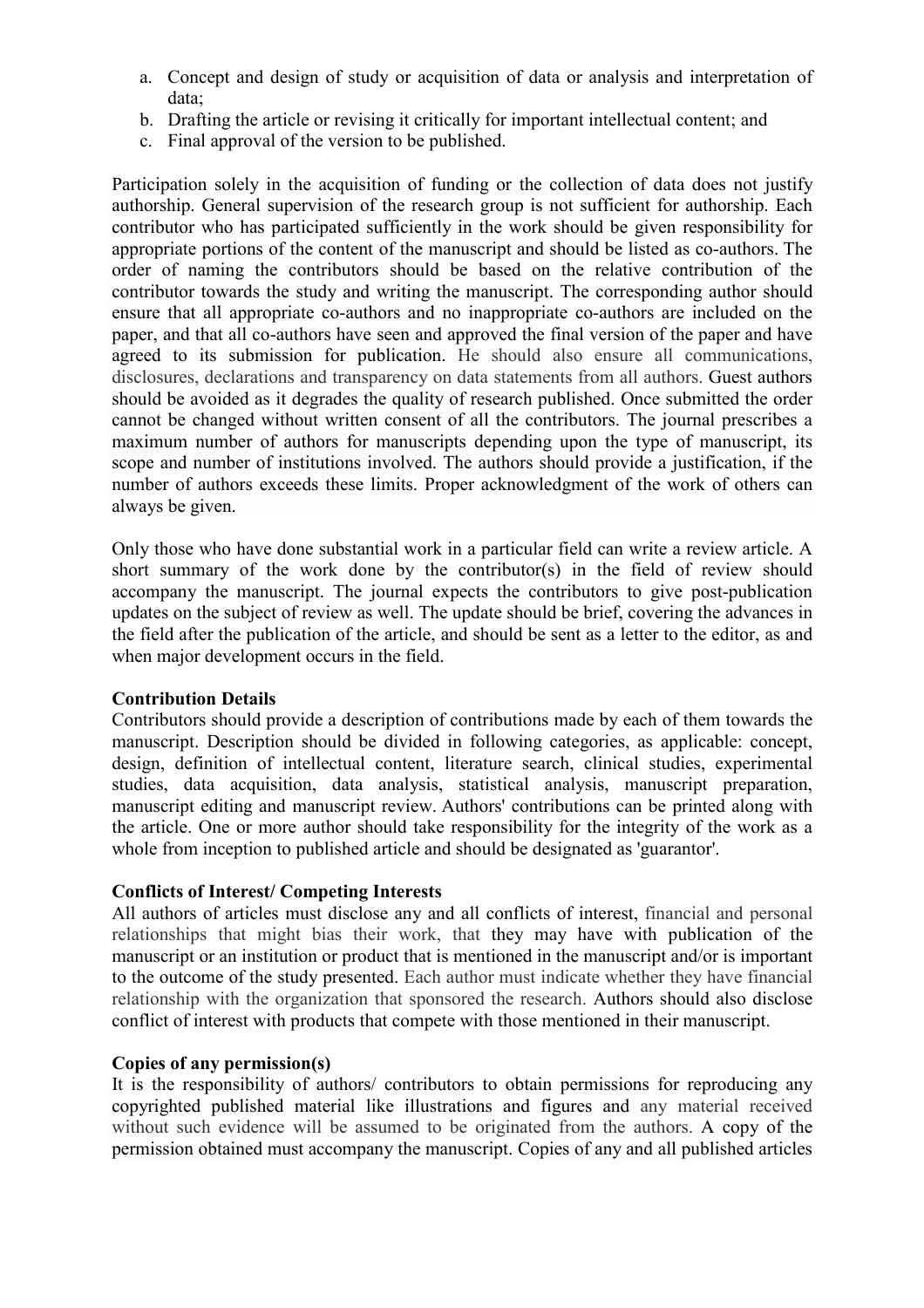a. Concept and design of study or acquisition of data or analysis and interpretation of data;
b. Drafting the article or revising it critically for important intellectual content; and
c. Final approval of the version to be published.

Participation solely in the acquisition of funding or the collection of data does not justify authorship. General supervision of the research group is not sufficient for authorship. Each contributor who has participated sufficiently in the work should be given responsibility for appropriate portions of the content of the manuscript and should be listed as co-authors. The order of naming the contributors should be based on the relative contribution of the contributor towards the study and writing the manuscript. The corresponding author should ensure that all appropriate co-authors and no inappropriate co-authors are included on the paper, and that all co-authors have seen and approved the final version of the paper and have agreed to its submission for publication. He should also ensure all communications, disclosures, declarations and transparency on data statements from all authors. Guest authors should be avoided as it degrades the quality of research published. Once submitted the order cannot be changed without written consent of all the contributors. The journal prescribes a maximum number of authors for manuscripts depending upon the type of manuscript, its scope and number of institutions involved. The authors should provide a justification, if the number of authors exceeds these limits. Proper acknowledgment of the work of others can always be given.

Only those who have done substantial work in a particular field can write a review article. A short summary of the work done by the contributor(s) in the field of review should accompany the manuscript. The journal expects the contributors to give post-publication updates on the subject of review as well. The update should be brief, covering the advances in the field after the publication of the article, and should be sent as a letter to the editor, as and when major development occurs in the field.

**Contribution Details**

Contributors should provide a description of contributions made by each of them towards the manuscript. Description should be divided in following categories, as applicable: concept, design, definition of intellectual content, literature search, clinical studies, experimental studies, data acquisition, data analysis, statistical analysis, manuscript preparation, manuscript editing and manuscript review. Authors' contributions can be printed along with the article. One or more author should take responsibility for the integrity of the work as a whole from inception to published article and should be designated as 'guarantor'.

**Conflicts of Interest/ Competing Interests**

All authors of articles must disclose any and all conflicts of interest, financial and personal relationships that might bias their work, that they may have with publication of the manuscript or an institution or product that is mentioned in the manuscript and/or is important to the outcome of the study presented. Each author must indicate whether they have financial relationship with the organization that sponsored the research. Authors should also disclose conflict of interest with products that compete with those mentioned in their manuscript.

**Copies of any permission(s)**

It is the responsibility of authors/ contributors to obtain permissions for reproducing any copyrighted published material like illustrations and figures and any material received without such evidence will be assumed to be originated from the authors. A copy of the permission obtained must accompany the manuscript. Copies of any and all published articles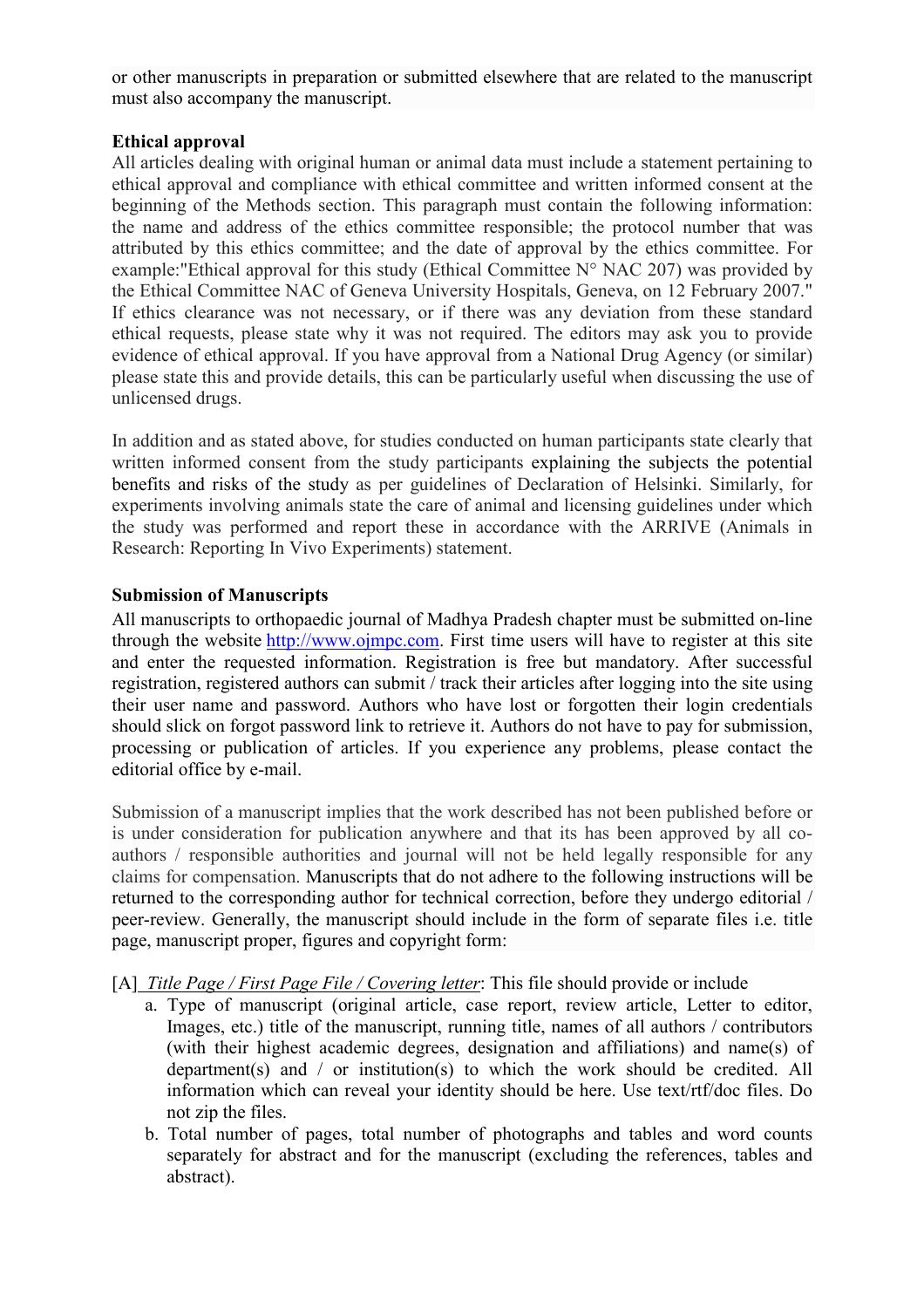or other manuscripts in preparation or submitted elsewhere that are related to the manuscript must also accompany the manuscript.

**Ethical approval**

All articles dealing with original human or animal data must include a statement pertaining to ethical approval and compliance with ethical committee and written informed consent at the beginning of the Methods section. This paragraph must contain the following information: the name and address of the ethics committee responsible; the protocol number that was attributed by this ethics committee; and the date of approval by the ethics committee. For example:"Ethical approval for this study (Ethical Committee N° NAC 207) was provided by the Ethical Committee NAC of Geneva University Hospitals, Geneva, on 12 February 2007." If ethics clearance was not necessary, or if there was any deviation from these standard ethical requests, please state why it was not required. The editors may ask you to provide evidence of ethical approval. If you have approval from a National Drug Agency (or similar) please state this and provide details, this can be particularly useful when discussing the use of unlicensed drugs.

In addition and as stated above, for studies conducted on human participants state clearly that written informed consent from the study participants explaining the subjects the potential benefits and risks of the study as per guidelines of Declaration of Helsinki. Similarly, for experiments involving animals state the care of animal and licensing guidelines under which the study was performed and report these in accordance with the ARRIVE (Animals in Research: Reporting In Vivo Experiments) statement.

**Submission of Manuscripts**

All manuscripts to orthopaedic journal of Madhya Pradesh chapter must be submitted on-line through the website http://www.ojmpc.com. First time users will have to register at this site and enter the requested information. Registration is free but mandatory. After successful registration, registered authors can submit / track their articles after logging into the site using their user name and password. Authors who have lost or forgotten their login credentials should slick on forgot password link to retrieve it. Authors do not have to pay for submission, processing or publication of articles. If you experience any problems, please contact the editorial office by e-mail.

Submission of a manuscript implies that the work described has not been published before or is under consideration for publication anywhere and that its has been approved by all co-authors / responsible authorities and journal will not be held legally responsible for any claims for compensation. Manuscripts that do not adhere to the following instructions will be returned to the corresponding author for technical correction, before they undergo editorial / peer-review. Generally, the manuscript should include in the form of separate files i.e. title page, manuscript proper, figures and copyright form:

[A] *Title Page / First Page File / Covering letter*: This file should provide or include

a. Type of manuscript (original article, case report, review article, Letter to editor, Images, etc.) title of the manuscript, running title, names of all authors / contributors (with their highest academic degrees, designation and affiliations) and name(s) of department(s) and / or institution(s) to which the work should be credited. All information which can reveal your identity should be here. Use text/rtf/doc files. Do not zip the files.
b. Total number of pages, total number of photographs and tables and word counts separately for abstract and for the manuscript (excluding the references, tables and abstract).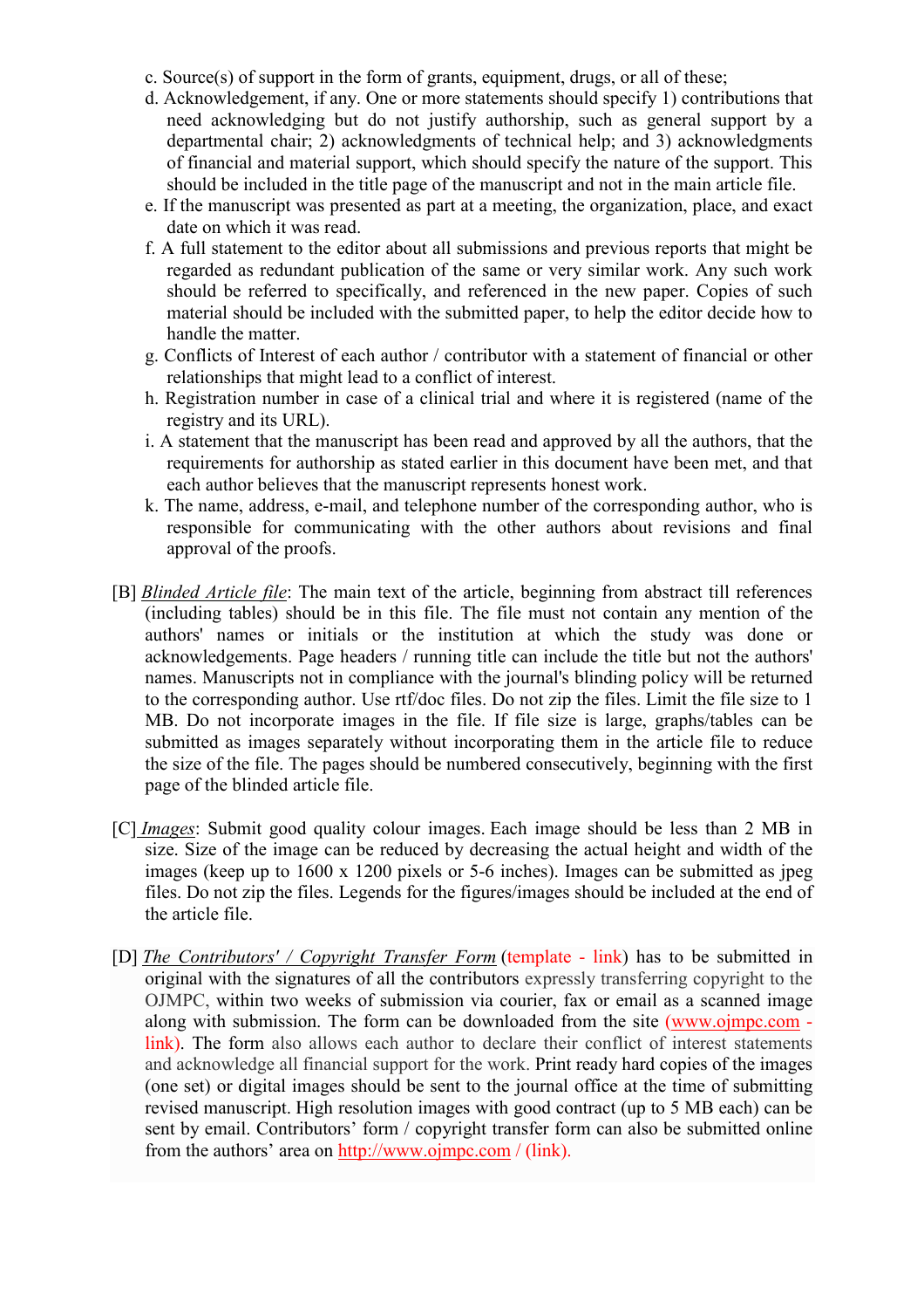c. Source(s) of support in the form of grants, equipment, drugs, or all of these;

d. Acknowledgement, if any. One or more statements should specify 1) contributions that need acknowledging but do not justify authorship, such as general support by a departmental chair; 2) acknowledgments of technical help; and 3) acknowledgments of financial and material support, which should specify the nature of the support. This should be included in the title page of the manuscript and not in the main article file.

e. If the manuscript was presented as part at a meeting, the organization, place, and exact date on which it was read.

f. A full statement to the editor about all submissions and previous reports that might be regarded as redundant publication of the same or very similar work. Any such work should be referred to specifically, and referenced in the new paper. Copies of such material should be included with the submitted paper, to help the editor decide how to handle the matter.

g. Conflicts of Interest of each author / contributor with a statement of financial or other relationships that might lead to a conflict of interest.

h. Registration number in case of a clinical trial and where it is registered (name of the registry and its URL).

i. A statement that the manuscript has been read and approved by all the authors, that the requirements for authorship as stated earlier in this document have been met, and that each author believes that the manuscript represents honest work.

k. The name, address, e-mail, and telephone number of the corresponding author, who is responsible for communicating with the other authors about revisions and final approval of the proofs.

[B] *Blinded Article file*: The main text of the article, beginning from abstract till references (including tables) should be in this file. The file must not contain any mention of the authors' names or initials or the institution at which the study was done or acknowledgements. Page headers / running title can include the title but not the authors' names. Manuscripts not in compliance with the journal's blinding policy will be returned to the corresponding author. Use rtf/doc files. Do not zip the files. Limit the file size to 1 MB. Do not incorporate images in the file. If file size is large, graphs/tables can be submitted as images separately without incorporating them in the article file to reduce the size of the file. The pages should be numbered consecutively, beginning with the first page of the blinded article file.

[C] *Images*: Submit good quality colour images. Each image should be less than 2 MB in size. Size of the image can be reduced by decreasing the actual height and width of the images (keep up to 1600 x 1200 pixels or 5-6 inches). Images can be submitted as jpeg files. Do not zip the files. Legends for the figures/images should be included at the end of the article file.

[D] *The Contributors' / Copyright Transfer Form* (template - link) has to be submitted in original with the signatures of all the contributors expressly transferring copyright to the OJMPC, within two weeks of submission via courier, fax or email as a scanned image along with submission. The form can be downloaded from the site (www.ojmpc.com - link). The form also allows each author to declare their conflict of interest statements and acknowledge all financial support for the work. Print ready hard copies of the images (one set) or digital images should be sent to the journal office at the time of submitting revised manuscript. High resolution images with good contract (up to 5 MB each) can be sent by email. Contributors' form / copyright transfer form can also be submitted online from the authors' area on http://www.ojmpc.com / (link).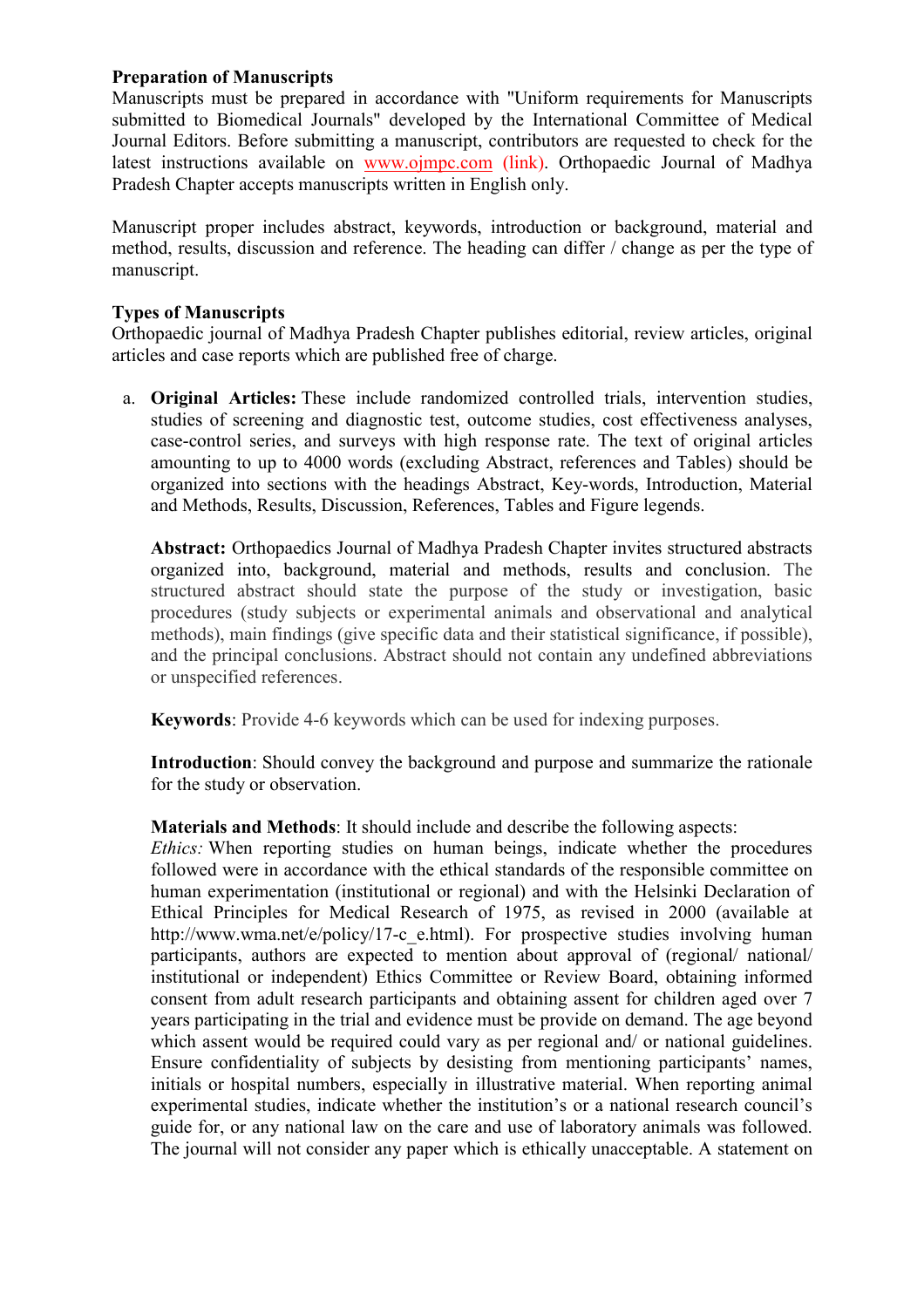**Preparation of Manuscripts**
Manuscripts must be prepared in accordance with "Uniform requirements for Manuscripts submitted to Biomedical Journals" developed by the International Committee of Medical Journal Editors. Before submitting a manuscript, contributors are requested to check for the latest instructions available on www.ojmpc.com (link). Orthopaedic Journal of Madhya Pradesh Chapter accepts manuscripts written in English only.

Manuscript proper includes abstract, keywords, introduction or background, material and method, results, discussion and reference. The heading can differ / change as per the type of manuscript.

**Types of Manuscripts**
Orthopaedic journal of Madhya Pradesh Chapter publishes editorial, review articles, original articles and case reports which are published free of charge.

a. **Original Articles:** These include randomized controlled trials, intervention studies, studies of screening and diagnostic test, outcome studies, cost effectiveness analyses, case-control series, and surveys with high response rate. The text of original articles amounting to up to 4000 words (excluding Abstract, references and Tables) should be organized into sections with the headings Abstract, Key-words, Introduction, Material and Methods, Results, Discussion, References, Tables and Figure legends.

   **Abstract:** Orthopaedics Journal of Madhya Pradesh Chapter invites structured abstracts organized into, background, material and methods, results and conclusion. The structured abstract should state the purpose of the study or investigation, basic procedures (study subjects or experimental animals and observational and analytical methods), main findings (give specific data and their statistical significance, if possible), and the principal conclusions. Abstract should not contain any undefined abbreviations or unspecified references.

   **Keywords**: Provide 4-6 keywords which can be used for indexing purposes.

   **Introduction**: Should convey the background and purpose and summarize the rationale for the study or observation.

   **Materials and Methods**: It should include and describe the following aspects:
   *Ethics:* When reporting studies on human beings, indicate whether the procedures followed were in accordance with the ethical standards of the responsible committee on human experimentation (institutional or regional) and with the Helsinki Declaration of Ethical Principles for Medical Research of 1975, as revised in 2000 (available at http://www.wma.net/e/policy/17-c_e.html). For prospective studies involving human participants, authors are expected to mention about approval of (regional/ national/ institutional or independent) Ethics Committee or Review Board, obtaining informed consent from adult research participants and obtaining assent for children aged over 7 years participating in the trial and evidence must be provide on demand. The age beyond which assent would be required could vary as per regional and/ or national guidelines. Ensure confidentiality of subjects by desisting from mentioning participants' names, initials or hospital numbers, especially in illustrative material. When reporting animal experimental studies, indicate whether the institution's or a national research council's guide for, or any national law on the care and use of laboratory animals was followed. The journal will not consider any paper which is ethically unacceptable. A statement on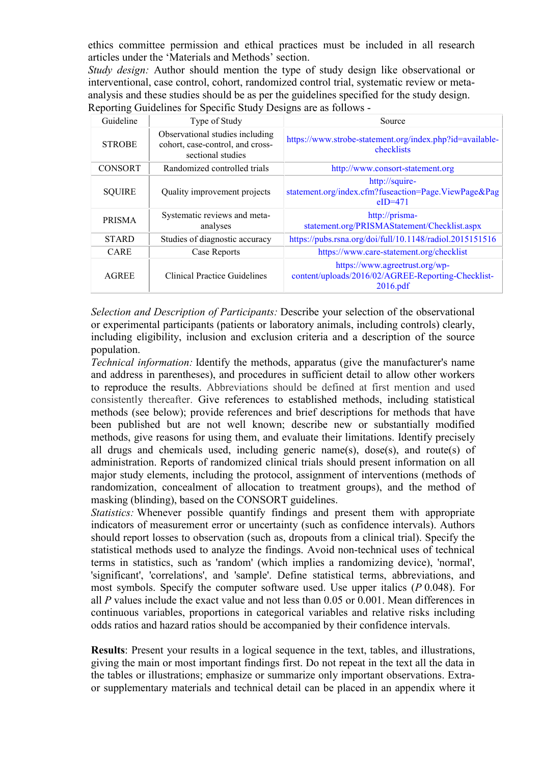ethics committee permission and ethical practices must be included in all research articles under the 'Materials and Methods' section.

*Study design:* Author should mention the type of study design like observational or interventional, case control, cohort, randomized control trial, systematic review or meta-analysis and these studies should be as per the guidelines specified for the study design.

Reporting Guidelines for Specific Study Designs are as follows -

| Guideline | Type of Study | Source |
|---|---|---|
| STROBE | Observational studies including cohort, case-control, and cross-sectional studies | https://www.strobe-statement.org/index.php?id=available-checklists |
| CONSORT | Randomized controlled trials | http://www.consort-statement.org |
| SQUIRE | Quality improvement projects | http://squire-statement.org/index.cfm?fuseaction=Page.ViewPage&PageID=471 |
| PRISMA | Systematic reviews and meta-analyses | http://prisma-statement.org/PRISMAStatement/Checklist.aspx |
| STARD | Studies of diagnostic accuracy | https://pubs.rsna.org/doi/full/10.1148/radiol.2015151516 |
| CARE | Case Reports | https://www.care-statement.org/checklist |
| AGREE | Clinical Practice Guidelines | https://www.agreetrust.org/wp-content/uploads/2016/02/AGREE-Reporting-Checklist-2016.pdf |

*Selection and Description of Participants:* Describe your selection of the observational or experimental participants (patients or laboratory animals, including controls) clearly, including eligibility, inclusion and exclusion criteria and a description of the source population.

*Technical information:* Identify the methods, apparatus (give the manufacturer's name and address in parentheses), and procedures in sufficient detail to allow other workers to reproduce the results. Abbreviations should be defined at first mention and used consistently thereafter. Give references to established methods, including statistical methods (see below); provide references and brief descriptions for methods that have been published but are not well known; describe new or substantially modified methods, give reasons for using them, and evaluate their limitations. Identify precisely all drugs and chemicals used, including generic name(s), dose(s), and route(s) of administration. Reports of randomized clinical trials should present information on all major study elements, including the protocol, assignment of interventions (methods of randomization, concealment of allocation to treatment groups), and the method of masking (blinding), based on the CONSORT guidelines.

*Statistics:* Whenever possible quantify findings and present them with appropriate indicators of measurement error or uncertainty (such as confidence intervals). Authors should report losses to observation (such as, dropouts from a clinical trial). Specify the statistical methods used to analyze the findings. Avoid non-technical uses of technical terms in statistics, such as 'random' (which implies a randomizing device), 'normal', 'significant', 'correlations', and 'sample'. Define statistical terms, abbreviations, and most symbols. Specify the computer software used. Use upper italics (*P* 0.048). For all *P* values include the exact value and not less than 0.05 or 0.001. Mean differences in continuous variables, proportions in categorical variables and relative risks including odds ratios and hazard ratios should be accompanied by their confidence intervals.

**Results**: Present your results in a logical sequence in the text, tables, and illustrations, giving the main or most important findings first. Do not repeat in the text all the data in the tables or illustrations; emphasize or summarize only important observations. Extra- or supplementary materials and technical detail can be placed in an appendix where it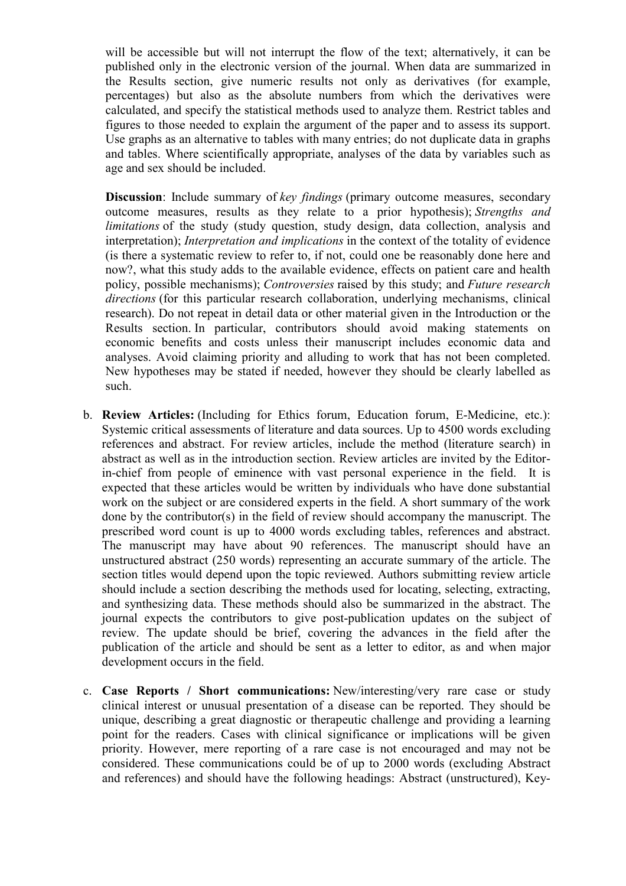will be accessible but will not interrupt the flow of the text; alternatively, it can be published only in the electronic version of the journal. When data are summarized in the Results section, give numeric results not only as derivatives (for example, percentages) but also as the absolute numbers from which the derivatives were calculated, and specify the statistical methods used to analyze them. Restrict tables and figures to those needed to explain the argument of the paper and to assess its support. Use graphs as an alternative to tables with many entries; do not duplicate data in graphs and tables. Where scientifically appropriate, analyses of the data by variables such as age and sex should be included.

**Discussion**: Include summary of *key findings* (primary outcome measures, secondary outcome measures, results as they relate to a prior hypothesis); *Strengths and limitations* of the study (study question, study design, data collection, analysis and interpretation); *Interpretation and implications* in the context of the totality of evidence (is there a systematic review to refer to, if not, could one be reasonably done here and now?, what this study adds to the available evidence, effects on patient care and health policy, possible mechanisms); *Controversies* raised by this study; and *Future research directions* (for this particular research collaboration, underlying mechanisms, clinical research). Do not repeat in detail data or other material given in the Introduction or the Results section. In particular, contributors should avoid making statements on economic benefits and costs unless their manuscript includes economic data and analyses. Avoid claiming priority and alluding to work that has not been completed. New hypotheses may be stated if needed, however they should be clearly labelled as such.

b. **Review Articles:** (Including for Ethics forum, Education forum, E-Medicine, etc.): Systemic critical assessments of literature and data sources. Up to 4500 words excluding references and abstract. For review articles, include the method (literature search) in abstract as well as in the introduction section. Review articles are invited by the Editor-in-chief from people of eminence with vast personal experience in the field. It is expected that these articles would be written by individuals who have done substantial work on the subject or are considered experts in the field. A short summary of the work done by the contributor(s) in the field of review should accompany the manuscript. The prescribed word count is up to 4000 words excluding tables, references and abstract. The manuscript may have about 90 references. The manuscript should have an unstructured abstract (250 words) representing an accurate summary of the article. The section titles would depend upon the topic reviewed. Authors submitting review article should include a section describing the methods used for locating, selecting, extracting, and synthesizing data. These methods should also be summarized in the abstract. The journal expects the contributors to give post-publication updates on the subject of review. The update should be brief, covering the advances in the field after the publication of the article and should be sent as a letter to editor, as and when major development occurs in the field.

c. **Case Reports / Short communications:** New/interesting/very rare case or study clinical interest or unusual presentation of a disease can be reported. They should be unique, describing a great diagnostic or therapeutic challenge and providing a learning point for the readers. Cases with clinical significance or implications will be given priority. However, mere reporting of a rare case is not encouraged and may not be considered. These communications could be of up to 2000 words (excluding Abstract and references) and should have the following headings: Abstract (unstructured), Key-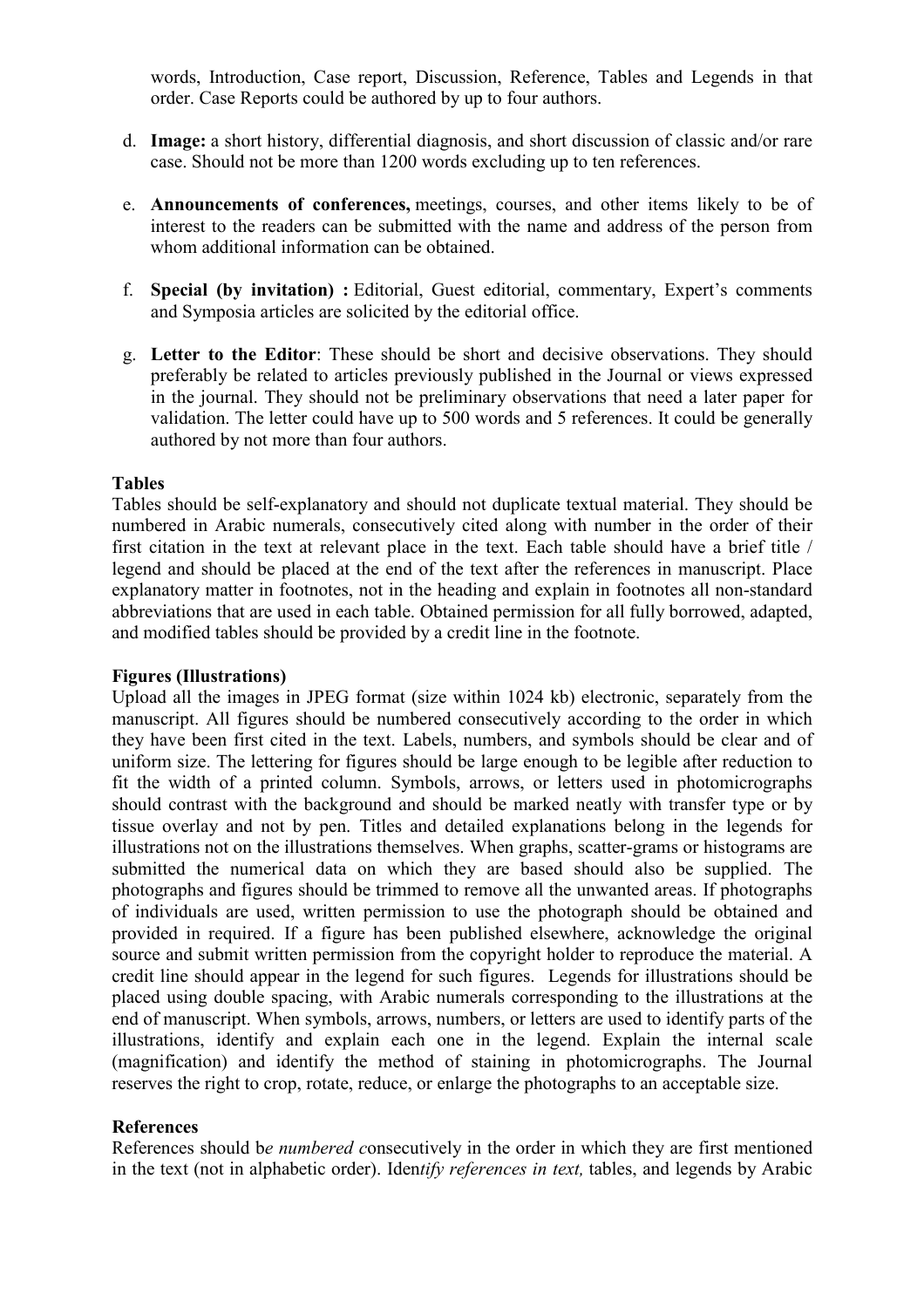words, Introduction, Case report, Discussion, Reference, Tables and Legends in that order. Case Reports could be authored by up to four authors.

d. **Image:** a short history, differential diagnosis, and short discussion of classic and/or rare case. Should not be more than 1200 words excluding up to ten references.

e. **Announcements of conferences,** meetings, courses, and other items likely to be of interest to the readers can be submitted with the name and address of the person from whom additional information can be obtained.

f. **Special (by invitation) :** Editorial, Guest editorial, commentary, Expert's comments and Symposia articles are solicited by the editorial office.

g. **Letter to the Editor**: These should be short and decisive observations. They should preferably be related to articles previously published in the Journal or views expressed in the journal. They should not be preliminary observations that need a later paper for validation. The letter could have up to 500 words and 5 references. It could be generally authored by not more than four authors.

**Tables**

Tables should be self-explanatory and should not duplicate textual material. They should be numbered in Arabic numerals, consecutively cited along with number in the order of their first citation in the text at relevant place in the text. Each table should have a brief title / legend and should be placed at the end of the text after the references in manuscript. Place explanatory matter in footnotes, not in the heading and explain in footnotes all non-standard abbreviations that are used in each table. Obtained permission for all fully borrowed, adapted, and modified tables should be provided by a credit line in the footnote.

**Figures (Illustrations)**

Upload all the images in JPEG format (size within 1024 kb) electronic, separately from the manuscript. All figures should be numbered consecutively according to the order in which they have been first cited in the text. Labels, numbers, and symbols should be clear and of uniform size. The lettering for figures should be large enough to be legible after reduction to fit the width of a printed column. Symbols, arrows, or letters used in photomicrographs should contrast with the background and should be marked neatly with transfer type or by tissue overlay and not by pen. Titles and detailed explanations belong in the legends for illustrations not on the illustrations themselves. When graphs, scatter-grams or histograms are submitted the numerical data on which they are based should also be supplied. The photographs and figures should be trimmed to remove all the unwanted areas. If photographs of individuals are used, written permission to use the photograph should be obtained and provided in required. If a figure has been published elsewhere, acknowledge the original source and submit written permission from the copyright holder to reproduce the material. A credit line should appear in the legend for such figures. Legends for illustrations should be placed using double spacing, with Arabic numerals corresponding to the illustrations at the end of manuscript. When symbols, arrows, numbers, or letters are used to identify parts of the illustrations, identify and explain each one in the legend. Explain the internal scale (magnification) and identify the method of staining in photomicrographs. The Journal reserves the right to crop, rotate, reduce, or enlarge the photographs to an acceptable size.

**References**

References should b*e numbered c*onsecutively in the order in which they are first mentioned in the text (not in alphabetic order). Iden*tify references in text,* tables, and legends by Arabic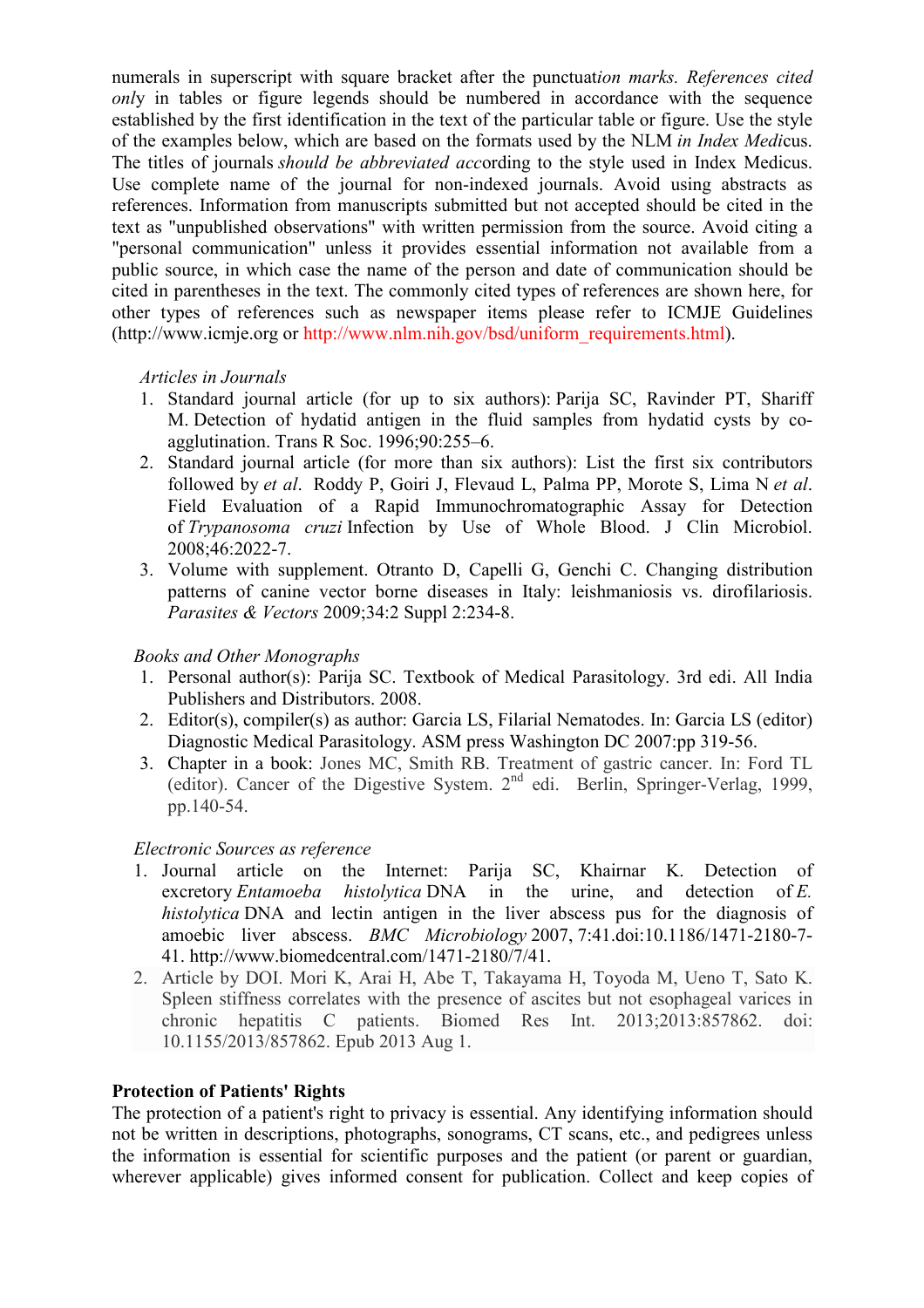numerals in superscript with square bracket after the punctuat*ion marks. References cited onl*y in tables or figure legends should be numbered in accordance with the sequence established by the first identification in the text of the particular table or figure. Use the style of the examples below, which are based on the formats used by the NLM *in Index Medi*cus. The titles of journals *should be abbreviated acc*ording to the style used in Index Medicus. Use complete name of the journal for non-indexed journals. Avoid using abstracts as references. Information from manuscripts submitted but not accepted should be cited in the text as "unpublished observations" with written permission from the source. Avoid citing a "personal communication" unless it provides essential information not available from a public source, in which case the name of the person and date of communication should be cited in parentheses in the text. The commonly cited types of references are shown here, for other types of references such as newspaper items please refer to ICMJE Guidelines (http://www.icmje.org or http://www.nlm.nih.gov/bsd/uniform_requirements.html).

*Articles in Journals*

1. Standard journal article (for up to six authors): Parija SC, Ravinder PT, Shariff M. Detection of hydatid antigen in the fluid samples from hydatid cysts by co-agglutination. Trans R Soc. 1996;90:255–6.
2. Standard journal article (for more than six authors): List the first six contributors followed by *et al*. Roddy P, Goiri J, Flevaud L, Palma PP, Morote S, Lima N *et al*. Field Evaluation of a Rapid Immunochromatographic Assay for Detection of *Trypanosoma cruzi* Infection by Use of Whole Blood. J Clin Microbiol. 2008;46:2022-7.
3. Volume with supplement. Otranto D, Capelli G, Genchi C. Changing distribution patterns of canine vector borne diseases in Italy: leishmaniosis vs. dirofilariosis. *Parasites & Vectors* 2009;34:2 Suppl 2:234-8.

*Books and Other Monographs*

1. Personal author(s): Parija SC. Textbook of Medical Parasitology. 3rd edi. All India Publishers and Distributors. 2008.
2. Editor(s), compiler(s) as author: Garcia LS, Filarial Nematodes. In: Garcia LS (editor) Diagnostic Medical Parasitology. ASM press Washington DC 2007:pp 319-56.
3. Chapter in a book: Jones MC, Smith RB. Treatment of gastric cancer. In: Ford TL (editor). Cancer of the Digestive System. 2nd edi. Berlin, Springer-Verlag, 1999, pp.140-54.

*Electronic Sources as reference*

1. Journal article on the Internet: Parija SC, Khairnar K. Detection of excretory *Entamoeba histolytica* DNA in the urine, and detection of *E. histolytica* DNA and lectin antigen in the liver abscess pus for the diagnosis of amoebic liver abscess. *BMC Microbiology* 2007, 7:41.doi:10.1186/1471-2180-7-41. http://www.biomedcentral.com/1471-2180/7/41.
2. Article by DOI. Mori K, Arai H, Abe T, Takayama H, Toyoda M, Ueno T, Sato K. Spleen stiffness correlates with the presence of ascites but not esophageal varices in chronic hepatitis C patients. Biomed Res Int. 2013;2013:857862. doi: 10.1155/2013/857862. Epub 2013 Aug 1.

**Protection of Patients' Rights**

The protection of a patient's right to privacy is essential. Any identifying information should not be written in descriptions, photographs, sonograms, CT scans, etc., and pedigrees unless the information is essential for scientific purposes and the patient (or parent or guardian, wherever applicable) gives informed consent for publication. Collect and keep copies of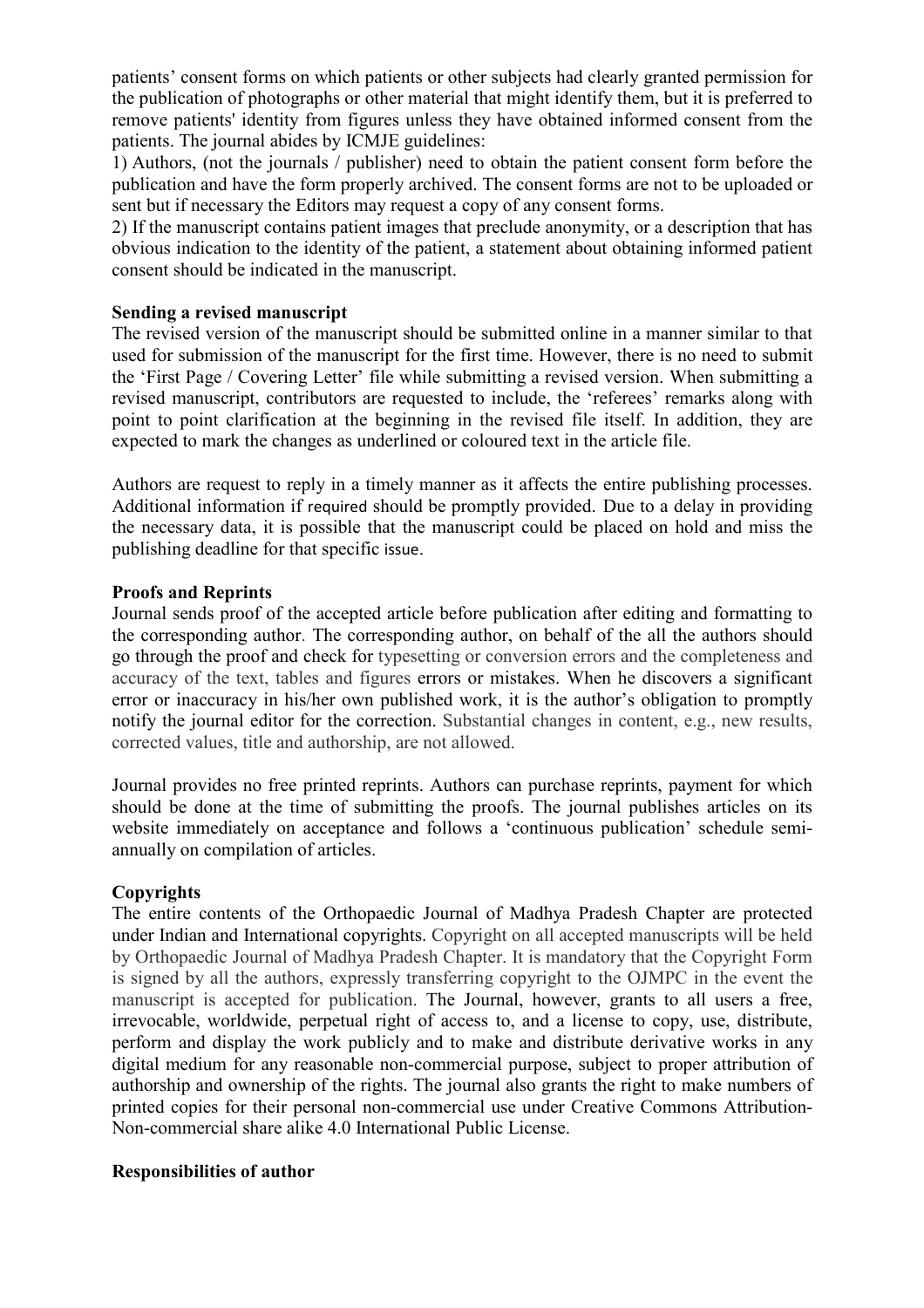patients' consent forms on which patients or other subjects had clearly granted permission for the publication of photographs or other material that might identify them, but it is preferred to remove patients' identity from figures unless they have obtained informed consent from the patients. The journal abides by ICMJE guidelines:

1) Authors, (not the journals / publisher) need to obtain the patient consent form before the publication and have the form properly archived. The consent forms are not to be uploaded or sent but if necessary the Editors may request a copy of any consent forms.

2) If the manuscript contains patient images that preclude anonymity, or a description that has obvious indication to the identity of the patient, a statement about obtaining informed patient consent should be indicated in the manuscript.

**Sending a revised manuscript**

The revised version of the manuscript should be submitted online in a manner similar to that used for submission of the manuscript for the first time. However, there is no need to submit the 'First Page / Covering Letter' file while submitting a revised version. When submitting a revised manuscript, contributors are requested to include, the 'referees' remarks along with point to point clarification at the beginning in the revised file itself. In addition, they are expected to mark the changes as underlined or coloured text in the article file.

Authors are request to reply in a timely manner as it affects the entire publishing processes. Additional information if required should be promptly provided. Due to a delay in providing the necessary data, it is possible that the manuscript could be placed on hold and miss the publishing deadline for that specific issue.

**Proofs and Reprints**

Journal sends proof of the accepted article before publication after editing and formatting to the corresponding author. The corresponding author, on behalf of the all the authors should go through the proof and check for typesetting or conversion errors and the completeness and accuracy of the text, tables and figures errors or mistakes. When he discovers a significant error or inaccuracy in his/her own published work, it is the author's obligation to promptly notify the journal editor for the correction. Substantial changes in content, e.g., new results, corrected values, title and authorship, are not allowed.

Journal provides no free printed reprints. Authors can purchase reprints, payment for which should be done at the time of submitting the proofs. The journal publishes articles on its website immediately on acceptance and follows a 'continuous publication' schedule semi-annually on compilation of articles.

**Copyrights**

The entire contents of the Orthopaedic Journal of Madhya Pradesh Chapter are protected under Indian and International copyrights. Copyright on all accepted manuscripts will be held by Orthopaedic Journal of Madhya Pradesh Chapter. It is mandatory that the Copyright Form is signed by all the authors, expressly transferring copyright to the OJMPC in the event the manuscript is accepted for publication. The Journal, however, grants to all users a free, irrevocable, worldwide, perpetual right of access to, and a license to copy, use, distribute, perform and display the work publicly and to make and distribute derivative works in any digital medium for any reasonable non-commercial purpose, subject to proper attribution of authorship and ownership of the rights. The journal also grants the right to make numbers of printed copies for their personal non-commercial use under Creative Commons Attribution-Non-commercial share alike 4.0 International Public License.

**Responsibilities of author**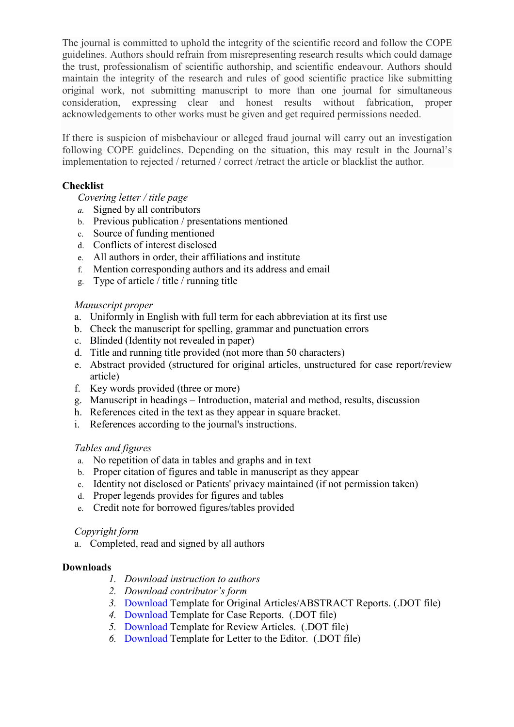The journal is committed to uphold the integrity of the scientific record and follow the COPE guidelines. Authors should refrain from misrepresenting research results which could damage the trust, professionalism of scientific authorship, and scientific endeavour. Authors should maintain the integrity of the research and rules of good scientific practice like submitting original work, not submitting manuscript to more than one journal for simultaneous consideration, expressing clear and honest results without fabrication, proper acknowledgements to other works must be given and get required permissions needed.

If there is suspicion of misbehaviour or alleged fraud journal will carry out an investigation following COPE guidelines. Depending on the situation, this may result in the Journal's implementation to rejected / returned / correct /retract the article or blacklist the author.

**Checklist**

*Covering letter / title page*

a. Signed by all contributors
b. Previous publication / presentations mentioned
c. Source of funding mentioned
d. Conflicts of interest disclosed
e. All authors in order, their affiliations and institute
f. Mention corresponding authors and its address and email
g. Type of article / title / running title

*Manuscript proper*

a. Uniformly in English with full term for each abbreviation at its first use
b. Check the manuscript for spelling, grammar and punctuation errors
c. Blinded (Identity not revealed in paper)
d. Title and running title provided (not more than 50 characters)
e. Abstract provided (structured for original articles, unstructured for case report/review article)
f. Key words provided (three or more)
g. Manuscript in headings – Introduction, material and method, results, discussion
h. References cited in the text as they appear in square bracket.
i. References according to the journal's instructions.

*Tables and figures*

a. No repetition of data in tables and graphs and in text
b. Proper citation of figures and table in manuscript as they appear
c. Identity not disclosed or Patients' privacy maintained (if not permission taken)
d. Proper legends provides for figures and tables
e. Credit note for borrowed figures/tables provided

*Copyright form*

a. Completed, read and signed by all authors

**Downloads**

1. *Download instruction to authors*
2. *Download contributor's form*
3. Download Template for Original Articles/ABSTRACT Reports. (.DOT file)
4. Download Template for Case Reports. (.DOT file)
5. Download Template for Review Articles. (.DOT file)
6. Download Template for Letter to the Editor. (.DOT file)